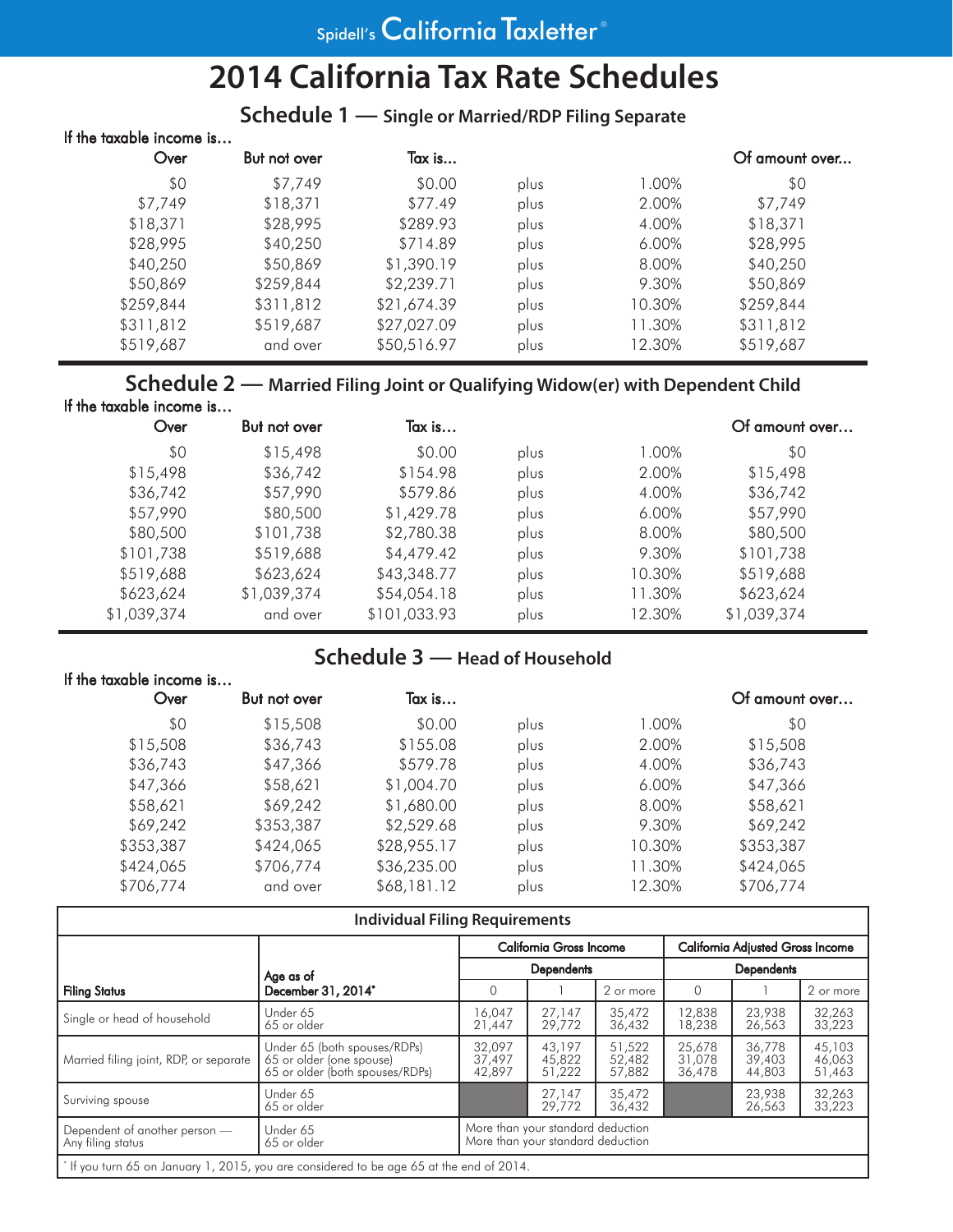Spidell's California Taxletter®

# 2014 California Tax Rate Schedules

## Schedule 1 — Single or Married/RDP Filing Separate

If the taxable income is...

| Over | But not over | Tax is... | | | Of amount over... |
|---|---|---|---|---|---|
| $0 | $7,749 | $0.00 | plus | 1.00% | $0 |
| $7,749 | $18,371 | $77.49 | plus | 2.00% | $7,749 |
| $18,371 | $28,995 | $289.93 | plus | 4.00% | $18,371 |
| $28,995 | $40,250 | $714.89 | plus | 6.00% | $28,995 |
| $40,250 | $50,869 | $1,390.19 | plus | 8.00% | $40,250 |
| $50,869 | $259,844 | $2,239.71 | plus | 9.30% | $50,869 |
| $259,844 | $311,812 | $21,674.39 | plus | 10.30% | $259,844 |
| $311,812 | $519,687 | $27,027.09 | plus | 11.30% | $311,812 |
| $519,687 | and over | $50,516.97 | plus | 12.30% | $519,687 |

## Schedule 2 — Married Filing Joint or Qualifying Widow(er) with Dependent Child

If the taxable income is...

| Over | But not over | Tax is... | | | Of amount over... |
|---|---|---|---|---|---|
| $0 | $15,498 | $0.00 | plus | 1.00% | $0 |
| $15,498 | $36,742 | $154.98 | plus | 2.00% | $15,498 |
| $36,742 | $57,990 | $579.86 | plus | 4.00% | $36,742 |
| $57,990 | $80,500 | $1,429.78 | plus | 6.00% | $57,990 |
| $80,500 | $101,738 | $2,780.38 | plus | 8.00% | $80,500 |
| $101,738 | $519,688 | $4,479.42 | plus | 9.30% | $101,738 |
| $519,688 | $623,624 | $43,348.77 | plus | 10.30% | $519,688 |
| $623,624 | $1,039,374 | $54,054.18 | plus | 11.30% | $623,624 |
| $1,039,374 | and over | $101,033.93 | plus | 12.30% | $1,039,374 |

## Schedule 3 — Head of Household

If the taxable income is...

| Over | But not over | Tax is... | | | Of amount over... |
|---|---|---|---|---|---|
| $0 | $15,508 | $0.00 | plus | 1.00% | $0 |
| $15,508 | $36,743 | $155.08 | plus | 2.00% | $15,508 |
| $36,743 | $47,366 | $579.78 | plus | 4.00% | $36,743 |
| $47,366 | $58,621 | $1,004.70 | plus | 6.00% | $47,366 |
| $58,621 | $69,242 | $1,680.00 | plus | 8.00% | $58,621 |
| $69,242 | $353,387 | $2,529.68 | plus | 9.30% | $69,242 |
| $353,387 | $424,065 | $28,955.17 | plus | 10.30% | $353,387 |
| $424,065 | $706,774 | $36,235.00 | plus | 11.30% | $424,065 |
| $706,774 | and over | $68,181.12 | plus | 12.30% | $706,774 |

## Individual Filing Requirements

| Filing Status | Age as of December 31, 2014* | California Gross Income | | | California Adjusted Gross Income | | |
|---|---|---|---|---|---|---|---|
| | | Dependents | | | Dependents | | |
| | | 0 | 1 | 2 or more | 0 | 1 | 2 or more |
| Single or head of household | Under 65 | 16,047 | 27,147 | 35,472 | 12,838 | 23,938 | 32,263 |
| | 65 or older | 21,447 | 29,772 | 36,432 | 18,238 | 26,563 | 33,223 |
| Married filing joint, RDP, or separate | Under 65 (both spouses/RDPs) | 32,097 | 43,197 | 51,522 | 25,678 | 36,778 | 45,103 |
| | 65 or older (one spouse) | 37,497 | 45,822 | 52,482 | 31,078 | 39,403 | 46,063 |
| | 65 or older (both spouses/RDPs) | 42,897 | 51,222 | 57,882 | 36,478 | 44,803 | 51,463 |
| Surviving spouse | Under 65 | | 27,147 | 35,472 | | 23,938 | 32,263 |
| | 65 or older | | 29,772 | 36,432 | | 26,563 | 33,223 |
| Dependent of another person — Any filing status | Under 65 | More than your standard deduction | | | | | |
| | 65 or older | More than your standard deduction | | | | | |

* If you turn 65 on January 1, 2015, you are considered to be age 65 at the end of 2014.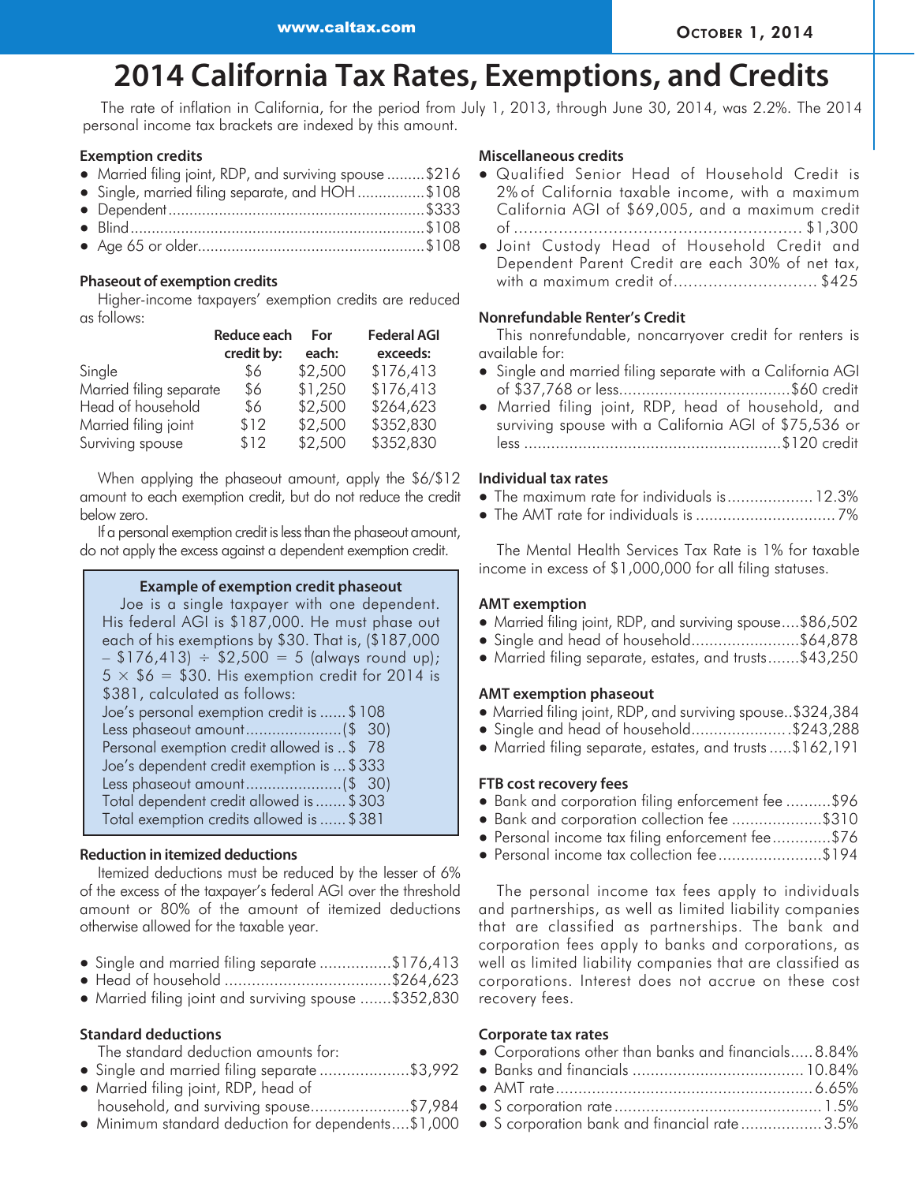# 2014 California Tax Rates, Exemptions, and Credits

The rate of inflation in California, for the period from July 1, 2013, through June 30, 2014, was 2.2%. The 2014 personal income tax brackets are indexed by this amount.

### Exemption credits

- Married filing joint, RDP, and surviving spouse .........$216
- Single, married filing separate, and HOH ................$108
- Dependent ............................................................$333
- Blind ......................................................................$108
- Age 65 or older......................................................$108

### Phaseout of exemption credits

Higher-income taxpayers' exemption credits are reduced as follows:

| | Reduce each credit by: | For each: | Federal AGI exceeds: |
|---|---|---|---|
| Single | $6 | $2,500 | $176,413 |
| Married filing separate | $6 | $1,250 | $176,413 |
| Head of household | $6 | $2,500 | $264,623 |
| Married filing joint | $12 | $2,500 | $352,830 |
| Surviving spouse | $12 | $2,500 | $352,830 |

When applying the phaseout amount, apply the $6/$12 amount to each exemption credit, but do not reduce the credit below zero.

If a personal exemption credit is less than the phaseout amount, do not apply the excess against a dependent exemption credit.

**Example of exemption credit phaseout**

Joe is a single taxpayer with one dependent. His federal AGI is $187,000. He must phase out each of his exemptions by $30. That is, ($187,000 − $176,413) ÷ $2,500 = 5 (always round up); 5 × $6 = $30. His exemption credit for 2014 is $381, calculated as follows:

Joe's personal exemption credit is ...... $108
Less phaseout amount......................($ 30)
Personal exemption credit allowed is .. $ 78
Joe's dependent credit exemption is ... $333
Less phaseout amount......................($ 30)
Total dependent credit allowed is ....... $303
Total exemption credits allowed is ...... $381

### Reduction in itemized deductions

Itemized deductions must be reduced by the lesser of 6% of the excess of the taxpayer's federal AGI over the threshold amount or 80% of the amount of itemized deductions otherwise allowed for the taxable year.

- Single and married filing separate ................$176,413
- Head of household .....................................$264,623
- Married filing joint and surviving spouse .......$352,830

### Standard deductions

The standard deduction amounts for:

- Single and married filing separate ....................$3,992
- Married filing joint, RDP, head of household, and surviving spouse......................$7,984
- Minimum standard deduction for dependents....$1,000

### Miscellaneous credits

- Qualified Senior Head of Household Credit is 2% of California taxable income, with a maximum California AGI of $69,005, and a maximum credit of ........................................................... $1,300
- Joint Custody Head of Household Credit and Dependent Parent Credit are each 30% of net tax, with a maximum credit of............................. $425

### Nonrefundable Renter's Credit

This nonrefundable, noncarryover credit for renters is available for:

- Single and married filing separate with a California AGI of $37,768 or less......................................$60 credit
- Married filing joint, RDP, head of household, and surviving spouse with a California AGI of $75,536 or less .........................................................$120 credit

### Individual tax rates

- The maximum rate for individuals is................... 12.3%
- The AMT rate for individuals is ............................... 7%

The Mental Health Services Tax Rate is 1% for taxable income in excess of $1,000,000 for all filing statuses.

### AMT exemption

- Married filing joint, RDP, and surviving spouse....$86,502
- Single and head of household........................$64,878
- Married filing separate, estates, and trusts.......$43,250

### AMT exemption phaseout

- Married filing joint, RDP, and surviving spouse..$324,384
- Single and head of household.....................$243,288
- Married filing separate, estates, and trusts .....$162,191

### FTB cost recovery fees

- Bank and corporation filing enforcement fee ..........$96
- Bank and corporation collection fee ....................$310
- Personal income tax filing enforcement fee.............$76
- Personal income tax collection fee.......................$194

The personal income tax fees apply to individuals and partnerships, as well as limited liability companies that are classified as partnerships. The bank and corporation fees apply to banks and corporations, as well as limited liability companies that are classified as corporations. Interest does not accrue on these cost recovery fees.

### Corporate tax rates

- Corporations other than banks and financials..... 8.84%
- Banks and financials ...................................... 10.84%
- AMT rate......................................................... 6.65%
- S corporation rate ............................................. 1.5%
- S corporation bank and financial rate .................. 3.5%